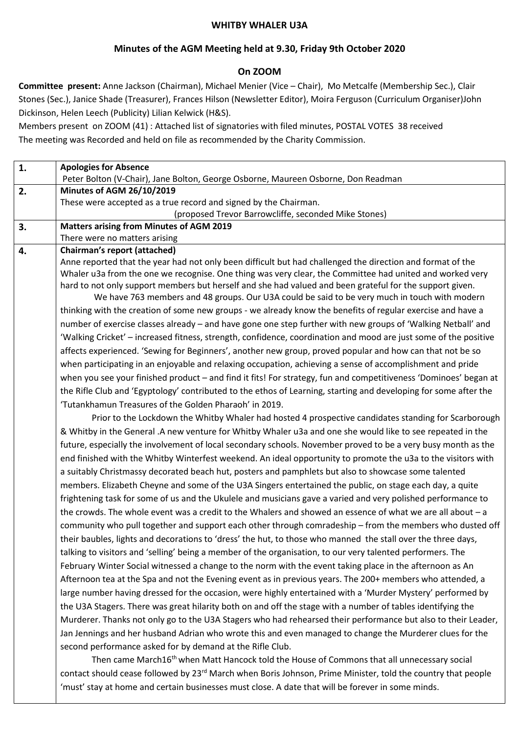**WHITBY WHALER U3A**

**Minutes of the AGM Meeting held at 9.30, Friday 9th October 2020**

**On ZOOM**

**Committee present:** Anne Jackson (Chairman), Michael Menier (Vice – Chair), Mo Metcalfe (Membership Sec.), Clair Stones (Sec.), Janice Shade (Treasurer), Frances Hilson (Newsletter Editor), Moira Ferguson (Curriculum Organiser)John Dickinson, Helen Leech (Publicity) Lilian Kelwick (H&S).

Members present on ZOOM (41) : Attached list of signatories with filed minutes, POSTAL VOTES 38 received

The meeting was Recorded and held on file as recommended by the Charity Commission.

| | |
|---|---|
| **1.** | **Apologies for Absence**<br>Peter Bolton (V-Chair), Jane Bolton, George Osborne, Maureen Osborne, Don Readman |
| **2.** | **Minutes of AGM 26/10/2019**<br>These were accepted as a true record and signed by the Chairman.<br>(proposed Trevor Barrowcliffe, seconded Mike Stones) |
| **3.** | **Matters arising from Minutes of AGM 2019**<br>There were no matters arising |
| **4.** | **Chairman's report (attached)**<br>Anne reported that the year had not only been difficult but had challenged the direction and format of the Whaler u3a from the one we recognise. One thing was very clear, the Committee had united and worked very hard to not only support members but herself and she had valued and been grateful for the support given.<br>We have 763 members and 48 groups. Our U3A could be said to be very much in touch with modern thinking with the creation of some new groups - we already know the benefits of regular exercise and have a number of exercise classes already – and have gone one step further with new groups of 'Walking Netball' and 'Walking Cricket' – increased fitness, strength, confidence, coordination and mood are just some of the positive affects experienced. 'Sewing for Beginners', another new group, proved popular and how can that not be so when participating in an enjoyable and relaxing occupation, achieving a sense of accomplishment and pride when you see your finished product – and find it fits! For strategy, fun and competitiveness 'Dominoes' began at the Rifle Club and 'Egyptology' contributed to the ethos of Learning, starting and developing for some after the 'Tutankhamun Treasures of the Golden Pharaoh' in 2019.<br>Prior to the Lockdown the Whitby Whaler had hosted 4 prospective candidates standing for Scarborough & Whitby in the General .A new venture for Whitby Whaler u3a and one she would like to see repeated in the future, especially the involvement of local secondary schools. November proved to be a very busy month as the end finished with the Whitby Winterfest weekend. An ideal opportunity to promote the u3a to the visitors with a suitably Christmassy decorated beach hut, posters and pamphlets but also to showcase some talented members. Elizabeth Cheyne and some of the U3A Singers entertained the public, on stage each day, a quite frightening task for some of us and the Ukulele and musicians gave a varied and very polished performance to the crowds. The whole event was a credit to the Whalers and showed an essence of what we are all about – a community who pull together and support each other through comradeship – from the members who dusted off their baubles, lights and decorations to 'dress' the hut, to those who manned the stall over the three days, talking to visitors and 'selling' being a member of the organisation, to our very talented performers. The February Winter Social witnessed a change to the norm with the event taking place in the afternoon as An Afternoon tea at the Spa and not the Evening event as in previous years. The 200+ members who attended, a large number having dressed for the occasion, were highly entertained with a 'Murder Mystery' performed by the U3A Stagers. There was great hilarity both on and off the stage with a number of tables identifying the Murderer. Thanks not only go to the U3A Stagers who had rehearsed their performance but also to their Leader, Jan Jennings and her husband Adrian who wrote this and even managed to change the Murderer clues for the second performance asked for by demand at the Rifle Club.<br>Then came March16th when Matt Hancock told the House of Commons that all unnecessary social contact should cease followed by 23rd March when Boris Johnson, Prime Minister, told the country that people 'must' stay at home and certain businesses must close. A date that will be forever in some minds. |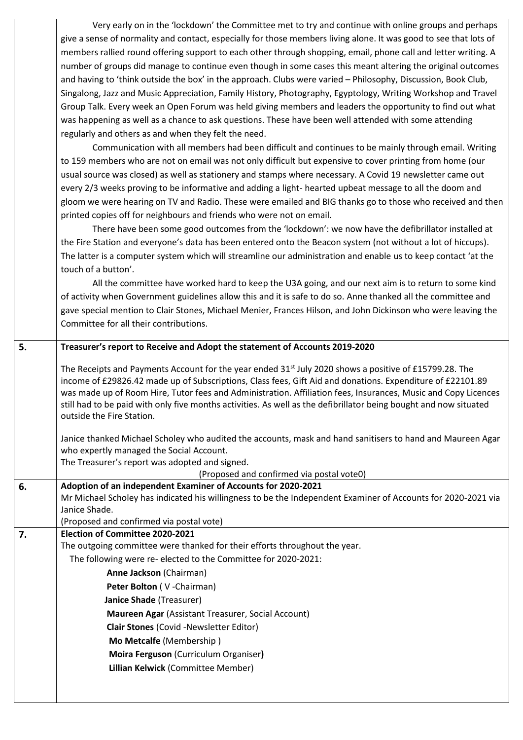| | |
|---|---|
| | Very early on in the 'lockdown' the Committee met to try and continue with online groups and perhaps give a sense of normality and contact, especially for those members living alone. It was good to see that lots of members rallied round offering support to each other through shopping, email, phone call and letter writing. A number of groups did manage to continue even though in some cases this meant altering the original outcomes and having to 'think outside the box' in the approach. Clubs were varied – Philosophy, Discussion, Book Club, Singalong, Jazz and Music Appreciation, Family History, Photography, Egyptology, Writing Workshop and Travel Group Talk. Every week an Open Forum was held giving members and leaders the opportunity to find out what was happening as well as a chance to ask questions. These have been well attended with some attending regularly and others as and when they felt the need.<br><br>Communication with all members had been difficult and continues to be mainly through email. Writing to 159 members who are not on email was not only difficult but expensive to cover printing from home (our usual source was closed) as well as stationery and stamps where necessary. A Covid 19 newsletter came out every 2/3 weeks proving to be informative and adding a light- hearted upbeat message to all the doom and gloom we were hearing on TV and Radio. These were emailed and BIG thanks go to those who received and then printed copies off for neighbours and friends who were not on email.<br><br>There have been some good outcomes from the 'lockdown': we now have the defibrillator installed at the Fire Station and everyone's data has been entered onto the Beacon system (not without a lot of hiccups). The latter is a computer system which will streamline our administration and enable us to keep contact 'at the touch of a button'.<br><br>All the committee have worked hard to keep the U3A going, and our next aim is to return to some kind of activity when Government guidelines allow this and it is safe to do so. Anne thanked all the committee and gave special mention to Clair Stones, Michael Menier, Frances Hilson, and John Dickinson who were leaving the Committee for all their contributions. |
| **5.** | **Treasurer's report to Receive and Adopt the statement of Accounts 2019-2020**<br><br>The Receipts and Payments Account for the year ended 31st July 2020 shows a positive of £15799.28. The income of £29826.42 made up of Subscriptions, Class fees, Gift Aid and donations. Expenditure of £22101.89 was made up of Room Hire, Tutor fees and Administration. Affiliation fees, Insurances, Music and Copy Licences still had to be paid with only five months activities. As well as the defibrillator being bought and now situated outside the Fire Station.<br><br>Janice thanked Michael Scholey who audited the accounts, mask and hand sanitisers to hand and Maureen Agar who expertly managed the Social Account.<br>The Treasurer's report was adopted and signed.<br>(Proposed and confirmed via postal vote0) |
| **6.** | **Adoption of an independent Examiner of Accounts for 2020-2021**<br>Mr Michael Scholey has indicated his willingness to be the Independent Examiner of Accounts for 2020-2021 via Janice Shade.<br>(Proposed and confirmed via postal vote) |
| **7.** | **Election of Committee 2020-2021**<br>The outgoing committee were thanked for their efforts throughout the year.<br>The following were re- elected to the Committee for 2020-2021:<br>**Anne Jackson** (Chairman)<br>**Peter Bolton** ( V -Chairman)<br>**Janice Shade** (Treasurer)<br>**Maureen Agar** (Assistant Treasurer, Social Account)<br>**Clair Stones** (Covid -Newsletter Editor)<br>**Mo Metcalfe** (Membership )<br>**Moira Ferguson** (Curriculum Organiser)<br>**Lillian Kelwick** (Committee Member) |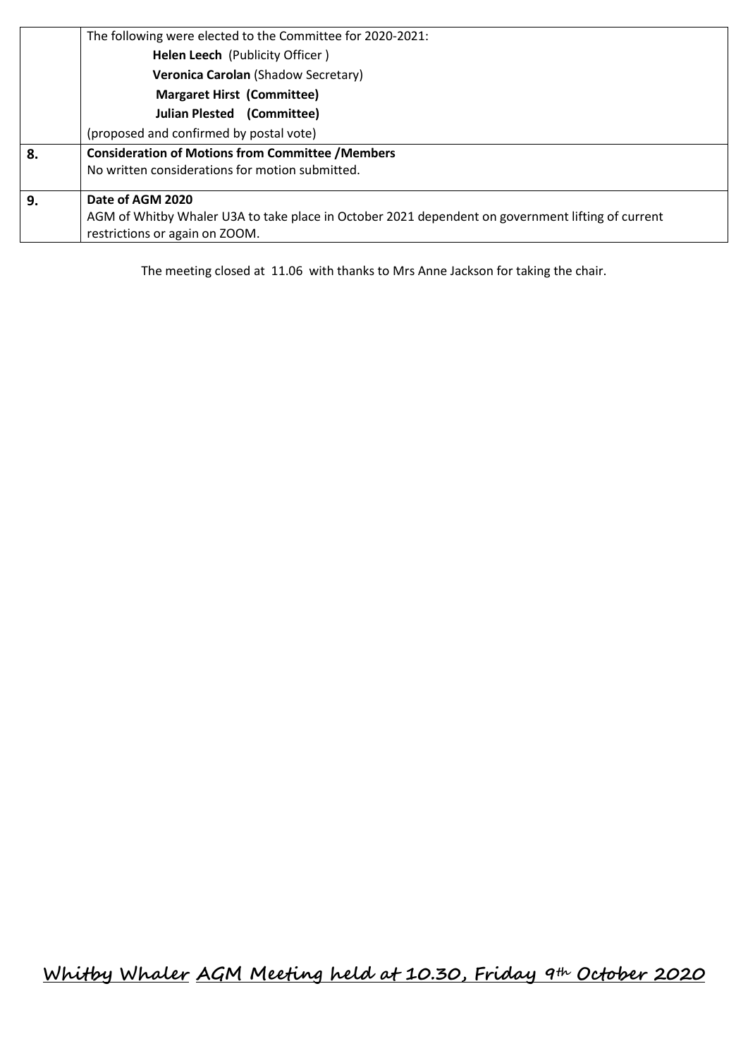|  | The following were elected to the Committee for 2020-2021:<br>**Helen Leech** (Publicity Officer )<br>**Veronica Carolan** (Shadow Secretary)<br>**Margaret Hirst (Committee)**<br>**Julian Plested (Committee)**<br>(proposed and confirmed by postal vote) |
|---|---|
| **8.** | **Consideration of Motions from Committee /Members**<br>No written considerations for motion submitted. |
| **9.** | **Date of AGM 2020**<br>AGM of Whitby Whaler U3A to take place in October 2021 dependent on government lifting of current restrictions or again on ZOOM. |

The meeting closed at 11.06 with thanks to Mrs Anne Jackson for taking the chair.

**Whitby Whaler AGM Meeting held at 10.30, Friday 9th October 2020**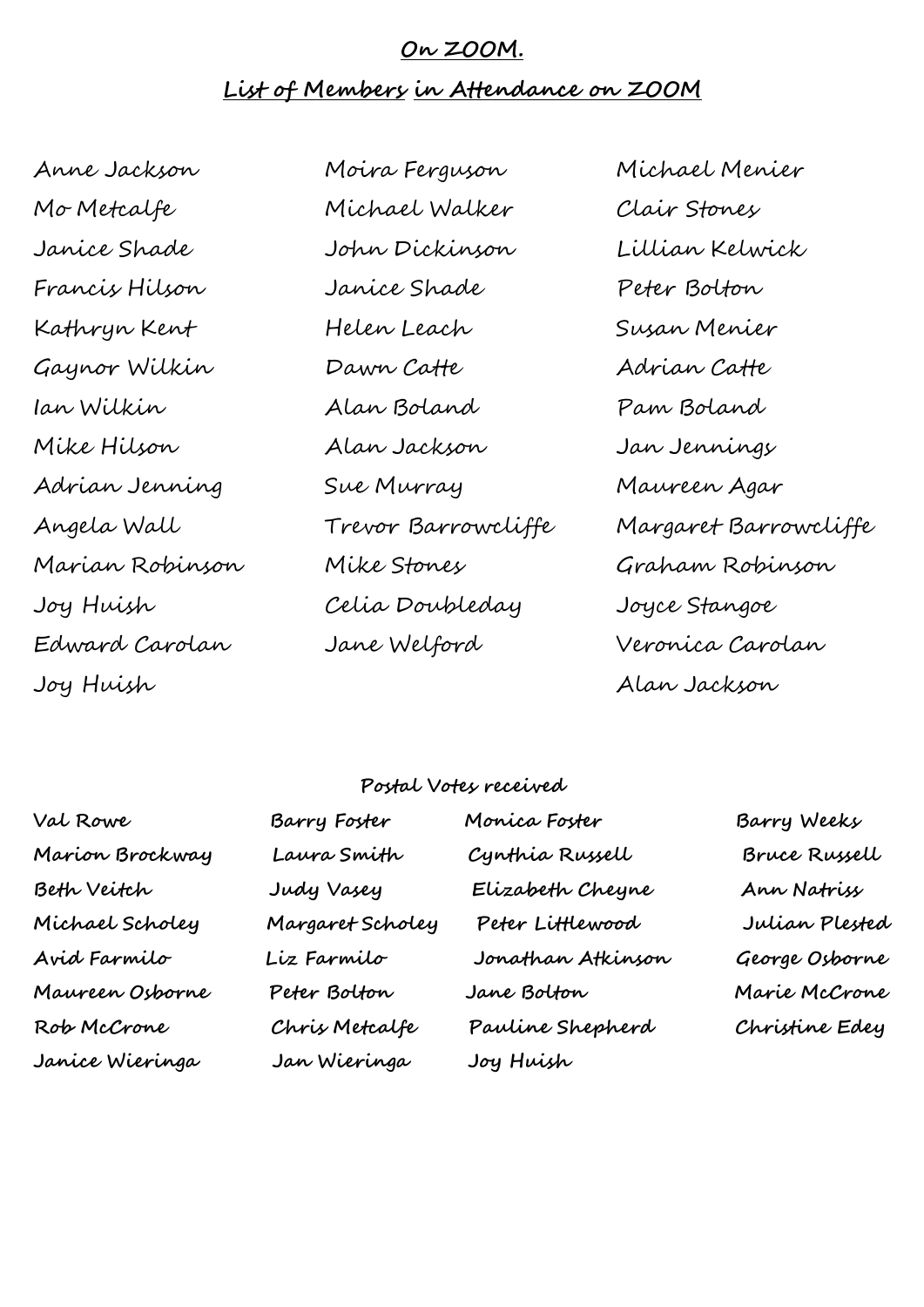**<u>On ZOOM.</u>**

**<u>List of Members in Attendance on ZOOM</u>**

| | | |
|---|---|---|
| Anne Jackson | Moira Ferguson | Michael Menier |
| Mo Metcalfe | Michael Walker | Clair Stones |
| Janice Shade | John Dickinson | Lillian Kelwick |
| Francis Hilson | Janice Shade | Peter Bolton |
| Kathryn Kent | Helen Leach | Susan Menier |
| Gaynor Wilkin | Dawn Catte | Adrian Catte |
| Ian Wilkin | Alan Boland | Pam Boland |
| Mike Hilson | Alan Jackson | Jan Jennings |
| Adrian Jenning | Sue Murray | Maureen Agar |
| Angela Wall | Trevor Barrowcliffe | Margaret Barrowcliffe |
| Marian Robinson | Mike Stones | Graham Robinson |
| Joy Huish | Celia Doubleday | Joyce Stangoe |
| Edward Carolan | Jane Welford | Veronica Carolan |
| Joy Huish | | Alan Jackson |

**Postal Votes received**

| | | | |
|---|---|---|---|
| Val Rowe | Barry Foster | Monica Foster | Barry Weeks |
| Marion Brockway | Laura Smith | Cynthia Russell | Bruce Russell |
| Beth Veitch | Judy Vasey | Elizabeth Cheyne | Ann Natriss |
| Michael Scholey | Margaret Scholey | Peter Littlewood | Julian Plested |
| Avid Farmilo | Liz Farmilo | Jonathan Atkinson | George Osborne |
| Maureen Osborne | Peter Bolton | Jane Bolton | Marie McCrone |
| Rob McCrone | Chris Metcalfe | Pauline Shepherd | Christine Edey |
| Janice Wieringa | Jan Wieringa | Joy Huish | |